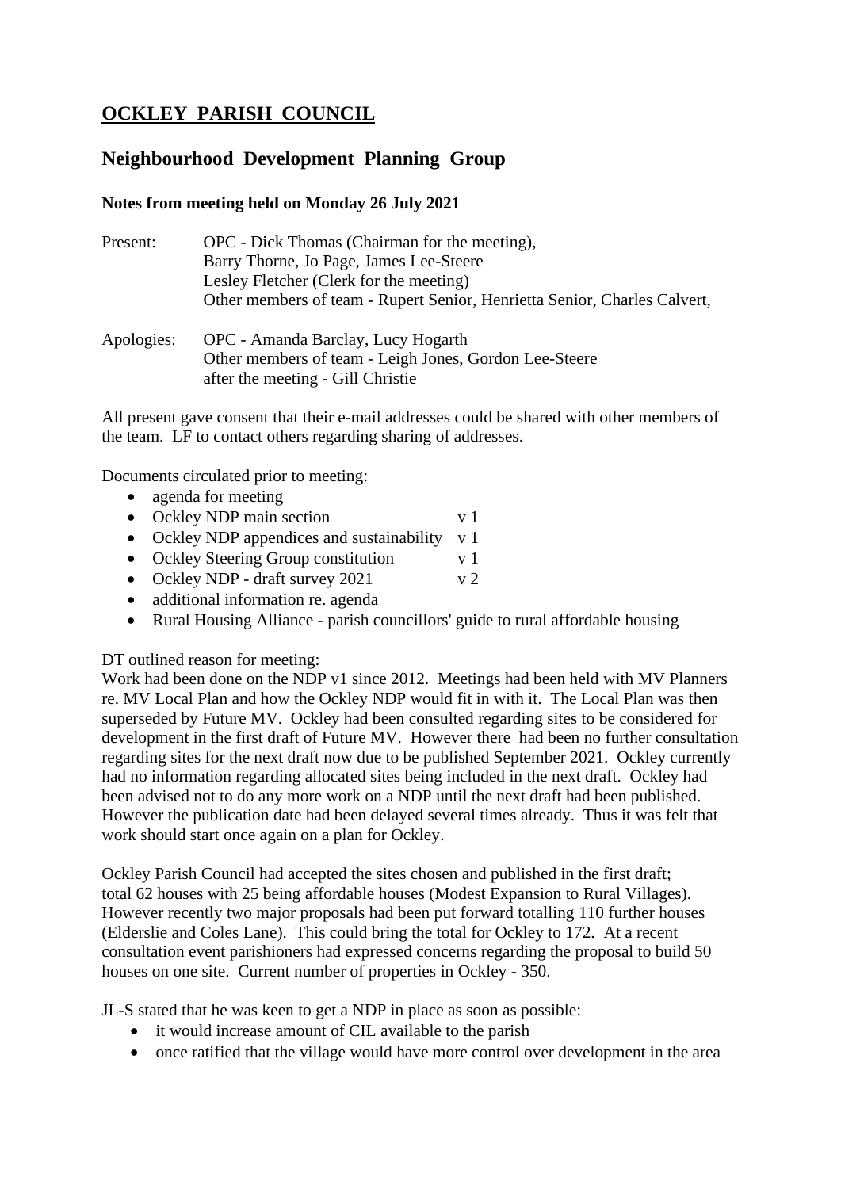# OCKLEY PARISH COUNCIL

## Neighbourhood Development Planning Group

**Notes from meeting held on Monday 26 July 2021**

Present: OPC - Dick Thomas (Chairman for the meeting),
Barry Thorne, Jo Page, James Lee-Steere
Lesley Fletcher (Clerk for the meeting)
Other members of team - Rupert Senior, Henrietta Senior, Charles Calvert,

Apologies: OPC - Amanda Barclay, Lucy Hogarth
Other members of team - Leigh Jones, Gordon Lee-Steere
after the meeting - Gill Christie

All present gave consent that their e-mail addresses could be shared with other members of the team. LF to contact others regarding sharing of addresses.

Documents circulated prior to meeting:

- agenda for meeting
- Ockley NDP main section v 1
- Ockley NDP appendices and sustainability v 1
- Ockley Steering Group constitution v 1
- Ockley NDP - draft survey 2021 v 2
- additional information re. agenda
- Rural Housing Alliance - parish councillors' guide to rural affordable housing

DT outlined reason for meeting:
Work had been done on the NDP v1 since 2012. Meetings had been held with MV Planners re. MV Local Plan and how the Ockley NDP would fit in with it. The Local Plan was then superseded by Future MV. Ockley had been consulted regarding sites to be considered for development in the first draft of Future MV. However there had been no further consultation regarding sites for the next draft now due to be published September 2021. Ockley currently had no information regarding allocated sites being included in the next draft. Ockley had been advised not to do any more work on a NDP until the next draft had been published. However the publication date had been delayed several times already. Thus it was felt that work should start once again on a plan for Ockley.

Ockley Parish Council had accepted the sites chosen and published in the first draft; total 62 houses with 25 being affordable houses (Modest Expansion to Rural Villages). However recently two major proposals had been put forward totalling 110 further houses (Elderslie and Coles Lane). This could bring the total for Ockley to 172. At a recent consultation event parishioners had expressed concerns regarding the proposal to build 50 houses on one site. Current number of properties in Ockley - 350.

JL-S stated that he was keen to get a NDP in place as soon as possible:

- it would increase amount of CIL available to the parish
- once ratified that the village would have more control over development in the area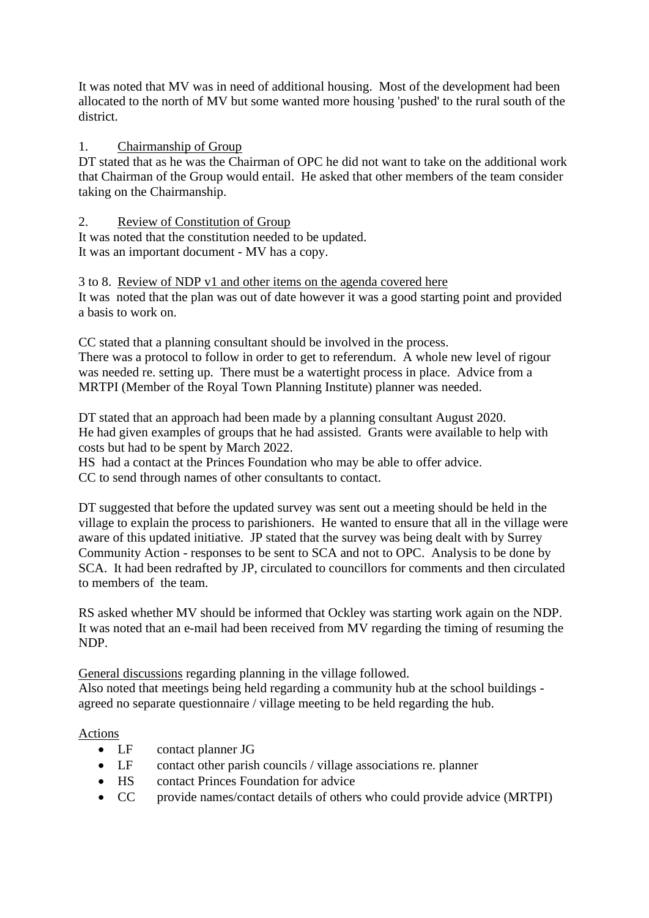It was noted that MV was in need of additional housing. Most of the development had been allocated to the north of MV but some wanted more housing 'pushed' to the rural south of the district.

1. <u>Chairmanship of Group</u>
DT stated that as he was the Chairman of OPC he did not want to take on the additional work that Chairman of the Group would entail. He asked that other members of the team consider taking on the Chairmanship.

2. <u>Review of Constitution of Group</u>
It was noted that the constitution needed to be updated.
It was an important document - MV has a copy.

3 to 8. <u>Review of NDP v1 and other items on the agenda covered here</u>
It was noted that the plan was out of date however it was a good starting point and provided a basis to work on.

CC stated that a planning consultant should be involved in the process.
There was a protocol to follow in order to get to referendum. A whole new level of rigour was needed re. setting up. There must be a watertight process in place. Advice from a MRTPI (Member of the Royal Town Planning Institute) planner was needed.

DT stated that an approach had been made by a planning consultant August 2020.
He had given examples of groups that he had assisted. Grants were available to help with costs but had to be spent by March 2022.
HS had a contact at the Princes Foundation who may be able to offer advice.
CC to send through names of other consultants to contact.

DT suggested that before the updated survey was sent out a meeting should be held in the village to explain the process to parishioners. He wanted to ensure that all in the village were aware of this updated initiative. JP stated that the survey was being dealt with by Surrey Community Action - responses to be sent to SCA and not to OPC. Analysis to be done by SCA. It had been redrafted by JP, circulated to councillors for comments and then circulated to members of the team.

RS asked whether MV should be informed that Ockley was starting work again on the NDP. It was noted that an e-mail had been received from MV regarding the timing of resuming the NDP.

<u>General discussions</u> regarding planning in the village followed.
Also noted that meetings being held regarding a community hub at the school buildings - agreed no separate questionnaire / village meeting to be held regarding the hub.

<u>Actions</u>

- LF contact planner JG
- LF contact other parish councils / village associations re. planner
- HS contact Princes Foundation for advice
- CC provide names/contact details of others who could provide advice (MRTPI)